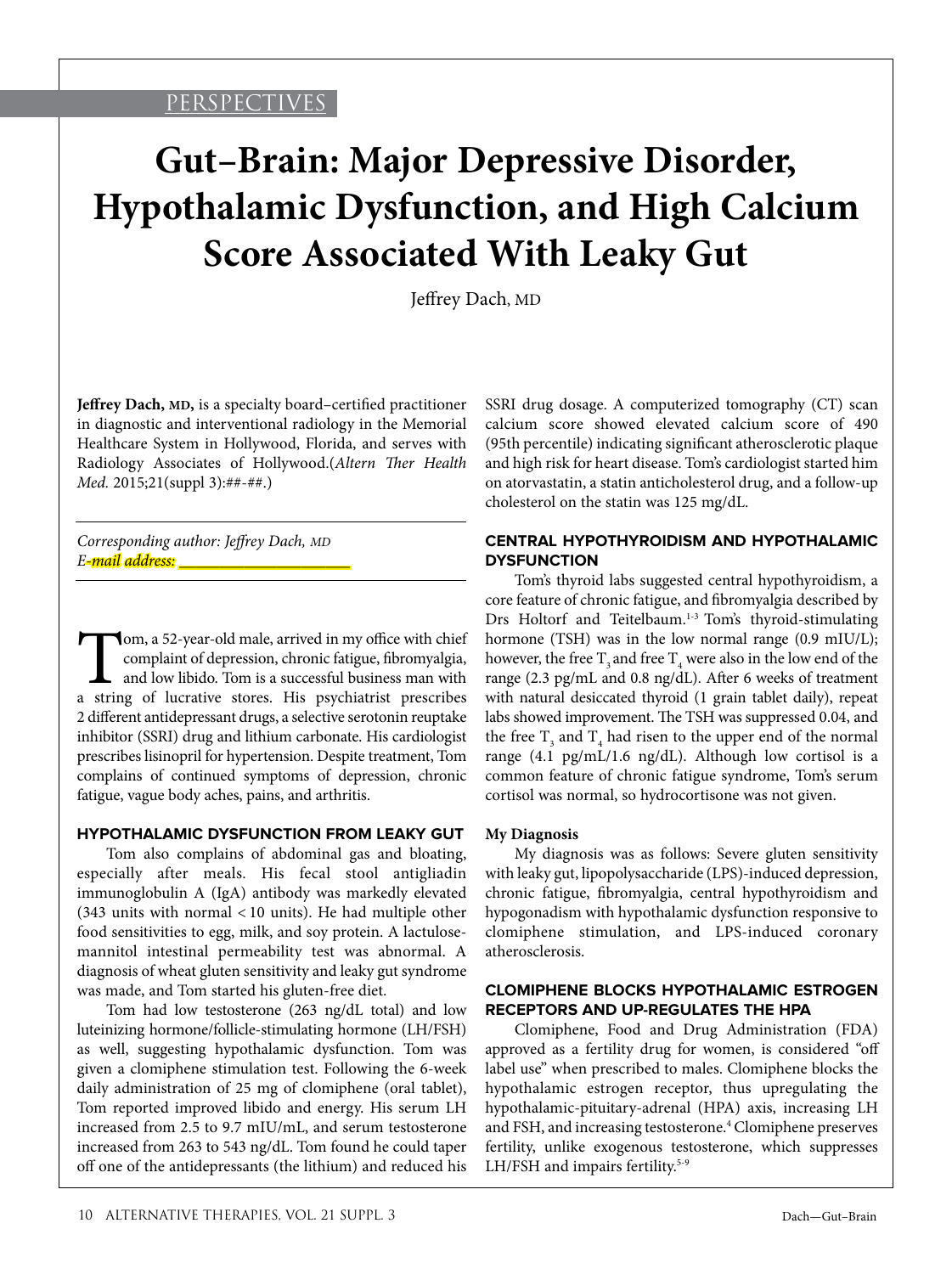PERSPECTIVES

# Gut–Brain: Major Depressive Disorder, Hypothalamic Dysfunction, and High Calcium Score Associated With Leaky Gut

Jeffrey Dach, MD

**Jeffrey Dach, MD,** is a specialty board–certified practitioner in diagnostic and interventional radiology in the Memorial Healthcare System in Hollywood, Florida, and serves with Radiology Associates of Hollywood.(*Altern Ther Health Med.* 2015;21(suppl 3):##-##.)

*Corresponding author: Jeffrey Dach, MD*
*E-mail address:* ___________________

Tom, a 52-year-old male, arrived in my office with chief complaint of depression, chronic fatigue, fibromyalgia, and low libido. Tom is a successful business man with a string of lucrative stores. His psychiatrist prescribes 2 different antidepressant drugs, a selective serotonin reuptake inhibitor (SSRI) drug and lithium carbonate. His cardiologist prescribes lisinopril for hypertension. Despite treatment, Tom complains of continued symptoms of depression, chronic fatigue, vague body aches, pains, and arthritis.

## HYPOTHALAMIC DYSFUNCTION FROM LEAKY GUT

Tom also complains of abdominal gas and bloating, especially after meals. His fecal stool antigliadin immunoglobulin A (IgA) antibody was markedly elevated (343 units with normal < 10 units). He had multiple other food sensitivities to egg, milk, and soy protein. A lactulose-mannitol intestinal permeability test was abnormal. A diagnosis of wheat gluten sensitivity and leaky gut syndrome was made, and Tom started his gluten-free diet.

Tom had low testosterone (263 ng/dL total) and low luteinizing hormone/follicle-stimulating hormone (LH/FSH) as well, suggesting hypothalamic dysfunction. Tom was given a clomiphene stimulation test. Following the 6-week daily administration of 25 mg of clomiphene (oral tablet), Tom reported improved libido and energy. His serum LH increased from 2.5 to 9.7 mIU/mL, and serum testosterone increased from 263 to 543 ng/dL. Tom found he could taper off one of the antidepressants (the lithium) and reduced his SSRI drug dosage. A computerized tomography (CT) scan calcium score showed elevated calcium score of 490 (95th percentile) indicating significant atherosclerotic plaque and high risk for heart disease. Tom's cardiologist started him on atorvastatin, a statin anticholesterol drug, and a follow-up cholesterol on the statin was 125 mg/dL.

## CENTRAL HYPOTHYROIDISM AND HYPOTHALAMIC DYSFUNCTION

Tom's thyroid labs suggested central hypothyroidism, a core feature of chronic fatigue, and fibromyalgia described by Drs Holtorf and Teitelbaum.[1-3] Tom's thyroid-stimulating hormone (TSH) was in the low normal range (0.9 mIU/L); however, the free $T_3$ and free $T_4$ were also in the low end of the range (2.3 pg/mL and 0.8 ng/dL). After 6 weeks of treatment with natural desiccated thyroid (1 grain tablet daily), repeat labs showed improvement. The TSH was suppressed 0.04, and the free $T_3$ and $T_4$ had risen to the upper end of the normal range (4.1 pg/mL/1.6 ng/dL). Although low cortisol is a common feature of chronic fatigue syndrome, Tom's serum cortisol was normal, so hydrocortisone was not given.

### My Diagnosis

My diagnosis was as follows: Severe gluten sensitivity with leaky gut, lipopolysaccharide (LPS)-induced depression, chronic fatigue, fibromyalgia, central hypothyroidism and hypogonadism with hypothalamic dysfunction responsive to clomiphene stimulation, and LPS-induced coronary atherosclerosis.

## CLOMIPHENE BLOCKS HYPOTHALAMIC ESTROGEN RECEPTORS AND UP-REGULATES THE HPA

Clomiphene, Food and Drug Administration (FDA) approved as a fertility drug for women, is considered "off label use" when prescribed to males. Clomiphene blocks the hypothalamic estrogen receptor, thus upregulating the hypothalamic-pituitary-adrenal (HPA) axis, increasing LH and FSH, and increasing testosterone.[4] Clomiphene preserves fertility, unlike exogenous testosterone, which suppresses LH/FSH and impairs fertility.[5-9]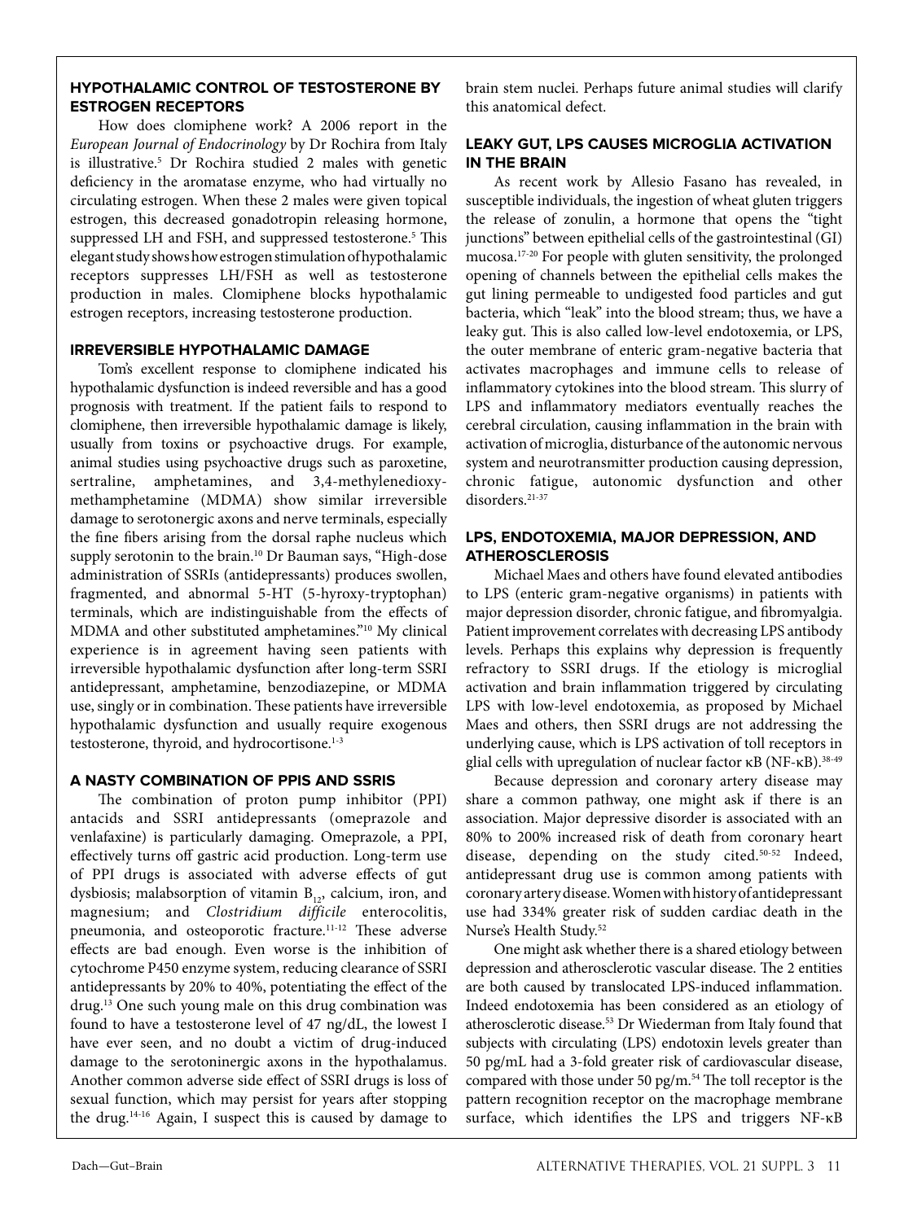### HYPOTHALAMIC CONTROL OF TESTOSTERONE BY ESTROGEN RECEPTORS

How does clomiphene work? A 2006 report in the *European Journal of Endocrinology* by Dr Rochira from Italy is illustrative.[5] Dr Rochira studied 2 males with genetic deficiency in the aromatase enzyme, who had virtually no circulating estrogen. When these 2 males were given topical estrogen, this decreased gonadotropin releasing hormone, suppressed LH and FSH, and suppressed testosterone.[5] This elegant study shows how estrogen stimulation of hypothalamic receptors suppresses LH/FSH as well as testosterone production in males. Clomiphene blocks hypothalamic estrogen receptors, increasing testosterone production.

### IRREVERSIBLE HYPOTHALAMIC DAMAGE

Tom's excellent response to clomiphene indicated his hypothalamic dysfunction is indeed reversible and has a good prognosis with treatment. If the patient fails to respond to clomiphene, then irreversible hypothalamic damage is likely, usually from toxins or psychoactive drugs. For example, animal studies using psychoactive drugs such as paroxetine, sertraline, amphetamines, and 3,4-methylenedioxy-methamphetamine (MDMA) show similar irreversible damage to serotonergic axons and nerve terminals, especially the fine fibers arising from the dorsal raphe nucleus which supply serotonin to the brain.[10] Dr Bauman says, "High-dose administration of SSRIs (antidepressants) produces swollen, fragmented, and abnormal 5-HT (5-hyroxy-tryptophan) terminals, which are indistinguishable from the effects of MDMA and other substituted amphetamines."[10] My clinical experience is in agreement having seen patients with irreversible hypothalamic dysfunction after long-term SSRI antidepressant, amphetamine, benzodiazepine, or MDMA use, singly or in combination. These patients have irreversible hypothalamic dysfunction and usually require exogenous testosterone, thyroid, and hydrocortisone.[1-3]

### A NASTY COMBINATION OF PPIS AND SSRIS

The combination of proton pump inhibitor (PPI) antacids and SSRI antidepressants (omeprazole and venlafaxine) is particularly damaging. Omeprazole, a PPI, effectively turns off gastric acid production. Long-term use of PPI drugs is associated with adverse effects of gut dysbiosis; malabsorption of vitamin $B_{12}$, calcium, iron, and magnesium; and *Clostridium difficile* enterocolitis, pneumonia, and osteoporotic fracture.[11-12] These adverse effects are bad enough. Even worse is the inhibition of cytochrome P450 enzyme system, reducing clearance of SSRI antidepressants by 20% to 40%, potentiating the effect of the drug.[13] One such young male on this drug combination was found to have a testosterone level of 47 ng/dL, the lowest I have ever seen, and no doubt a victim of drug-induced damage to the serotoninergic axons in the hypothalamus. Another common adverse side effect of SSRI drugs is loss of sexual function, which may persist for years after stopping the drug.[14-16] Again, I suspect this is caused by damage to brain stem nuclei. Perhaps future animal studies will clarify this anatomical defect.

### LEAKY GUT, LPS CAUSES MICROGLIA ACTIVATION IN THE BRAIN

As recent work by Allesio Fasano has revealed, in susceptible individuals, the ingestion of wheat gluten triggers the release of zonulin, a hormone that opens the "tight junctions" between epithelial cells of the gastrointestinal (GI) mucosa.[17-20] For people with gluten sensitivity, the prolonged opening of channels between the epithelial cells makes the gut lining permeable to undigested food particles and gut bacteria, which "leak" into the blood stream; thus, we have a leaky gut. This is also called low-level endotoxemia, or LPS, the outer membrane of enteric gram-negative bacteria that activates macrophages and immune cells to release of inflammatory cytokines into the blood stream. This slurry of LPS and inflammatory mediators eventually reaches the cerebral circulation, causing inflammation in the brain with activation of microglia, disturbance of the autonomic nervous system and neurotransmitter production causing depression, chronic fatigue, autonomic dysfunction and other disorders.[21-37]

### LPS, ENDOTOXEMIA, MAJOR DEPRESSION, AND ATHEROSCLEROSIS

Michael Maes and others have found elevated antibodies to LPS (enteric gram-negative organisms) in patients with major depression disorder, chronic fatigue, and fibromyalgia. Patient improvement correlates with decreasing LPS antibody levels. Perhaps this explains why depression is frequently refractory to SSRI drugs. If the etiology is microglial activation and brain inflammation triggered by circulating LPS with low-level endotoxemia, as proposed by Michael Maes and others, then SSRI drugs are not addressing the underlying cause, which is LPS activation of toll receptors in glial cells with upregulation of nuclear factor κB (NF-κB).[38-49]

Because depression and coronary artery disease may share a common pathway, one might ask if there is an association. Major depressive disorder is associated with an 80% to 200% increased risk of death from coronary heart disease, depending on the study cited.[50-52] Indeed, antidepressant drug use is common among patients with coronary artery disease. Women with history of antidepressant use had 334% greater risk of sudden cardiac death in the Nurse's Health Study.[52]

One might ask whether there is a shared etiology between depression and atherosclerotic vascular disease. The 2 entities are both caused by translocated LPS-induced inflammation. Indeed endotoxemia has been considered as an etiology of atherosclerotic disease.[53] Dr Wiederman from Italy found that subjects with circulating (LPS) endotoxin levels greater than 50 pg/mL had a 3-fold greater risk of cardiovascular disease, compared with those under 50 pg/m.[54] The toll receptor is the pattern recognition receptor on the macrophage membrane surface, which identifies the LPS and triggers NF-κB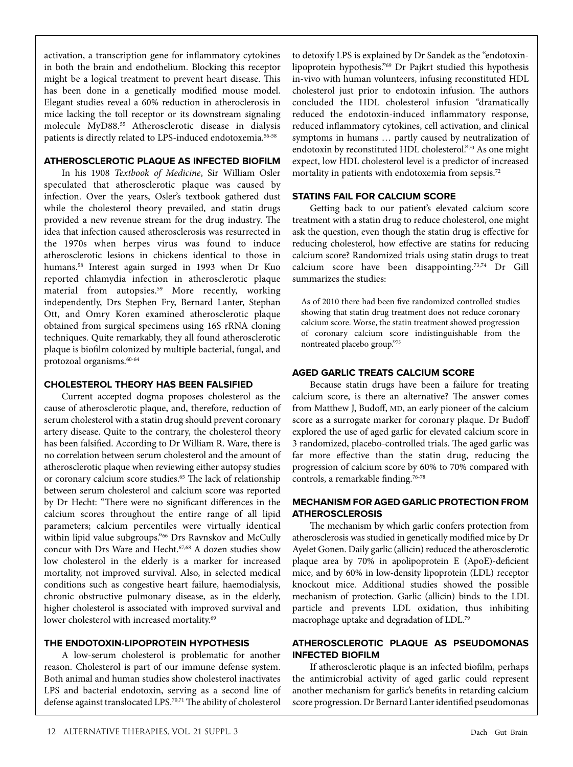activation, a transcription gene for inflammatory cytokines in both the brain and endothelium. Blocking this receptor might be a logical treatment to prevent heart disease. This has been done in a genetically modified mouse model. Elegant studies reveal a 60% reduction in atheroclerosis in mice lacking the toll receptor or its downstream signaling molecule MyD88.[55] Atherosclerotic disease in dialysis patients is directly related to LPS-induced endotoxemia.[56-58]

## ATHEROSCLEROTIC PLAQUE AS INFECTED BIOFILM

In his 1908 *Textbook of Medicine*, Sir William Osler speculated that atherosclerotic plaque was caused by infection. Over the years, Osler's textbook gathered dust while the cholesterol theory prevailed, and statin drugs provided a new revenue stream for the drug industry. The idea that infection caused atherosclerosis was resurrected in the 1970s when herpes virus was found to induce atherosclerotic lesions in chickens identical to those in humans.[58] Interest again surged in 1993 when Dr Kuo reported chlamydia infection in atherosclerotic plaque material from autopsies.[59] More recently, working independently, Drs Stephen Fry, Bernard Lanter, Stephan Ott, and Omry Koren examined atherosclerotic plaque obtained from surgical specimens using 16S rRNA cloning techniques. Quite remarkably, they all found atherosclerotic plaque is biofilm colonized by multiple bacterial, fungal, and protozoal organisms.[60-64]

## CHOLESTEROL THEORY HAS BEEN FALSIFIED

Current accepted dogma proposes cholesterol as the cause of atherosclerotic plaque, and, therefore, reduction of serum cholesterol with a statin drug should prevent coronary artery disease. Quite to the contrary, the cholesterol theory has been falsified. According to Dr William R. Ware, there is no correlation between serum cholesterol and the amount of atherosclerotic plaque when reviewing either autopsy studies or coronary calcium score studies.[65] The lack of relationship between serum cholesterol and calcium score was reported by Dr Hecht: "There were no significant differences in the calcium scores throughout the entire range of all lipid parameters; calcium percentiles were virtually identical within lipid value subgroups."[66] Drs Ravnskov and McCully concur with Drs Ware and Hecht.[67,68] A dozen studies show low cholesterol in the elderly is a marker for increased mortality, not improved survival. Also, in selected medical conditions such as congestive heart failure, haemodialysis, chronic obstructive pulmonary disease, as in the elderly, higher cholesterol is associated with improved survival and lower cholesterol with increased mortality.[69]

## THE ENDOTOXIN-LIPOPROTEIN HYPOTHESIS

A low-serum cholesterol is problematic for another reason. Cholesterol is part of our immune defense system. Both animal and human studies show cholesterol inactivates LPS and bacterial endotoxin, serving as a second line of defense against translocated LPS.[70,71] The ability of cholesterol to detoxify LPS is explained by Dr Sandek as the "endotoxin-lipoprotein hypothesis."[69] Dr Pajkrt studied this hypothesis in-vivo with human volunteers, infusing reconstituted HDL cholesterol just prior to endotoxin infusion. The authors concluded the HDL cholesterol infusion "dramatically reduced the endotoxin-induced inflammatory response, reduced inflammatory cytokines, cell activation, and clinical symptoms in humans … partly caused by neutralization of endotoxin by reconstituted HDL cholesterol."[70] As one might expect, low HDL cholesterol level is a predictor of increased mortality in patients with endotoxemia from sepsis.[72]

## STATINS FAIL FOR CALCIUM SCORE

Getting back to our patient's elevated calcium score treatment with a statin drug to reduce cholesterol, one might ask the question, even though the statin drug is effective for reducing cholesterol, how effective are statins for reducing calcium score? Randomized trials using statin drugs to treat calcium score have been disappointing.[73,74] Dr Gill summarizes the studies:

> As of 2010 there had been five randomized controlled studies showing that statin drug treatment does not reduce coronary calcium score. Worse, the statin treatment showed progression of coronary calcium score indistinguishable from the nontreated placebo group."[75]

## AGED GARLIC TREATS CALCIUM SCORE

Because statin drugs have been a failure for treating calcium score, is there an alternative? The answer comes from Matthew J, Budoff, MD, an early pioneer of the calcium score as a surrogate marker for coronary plaque. Dr Budoff explored the use of aged garlic for elevated calcium score in 3 randomized, placebo-controlled trials. The aged garlic was far more effective than the statin drug, reducing the progression of calcium score by 60% to 70% compared with controls, a remarkable finding.[76-78]

## MECHANISM FOR AGED GARLIC PROTECTION FROM ATHEROSCLEROSIS

The mechanism by which garlic confers protection from atherosclerosis was studied in genetically modified mice by Dr Ayelet Gonen. Daily garlic (allicin) reduced the atherosclerotic plaque area by 70% in apolipoprotein E (ApoE)-deficient mice, and by 60% in low-density lipoprotein (LDL) receptor knockout mice. Additional studies showed the possible mechanism of protection. Garlic (allicin) binds to the LDL particle and prevents LDL oxidation, thus inhibiting macrophage uptake and degradation of LDL.[79]

## ATHEROSCLEROTIC PLAQUE AS PSEUDOMONAS INFECTED BIOFILM

If atherosclerotic plaque is an infected biofilm, perhaps the antimicrobial activity of aged garlic could represent another mechanism for garlic's benefits in retarding calcium score progression. Dr Bernard Lanter identified pseudomonas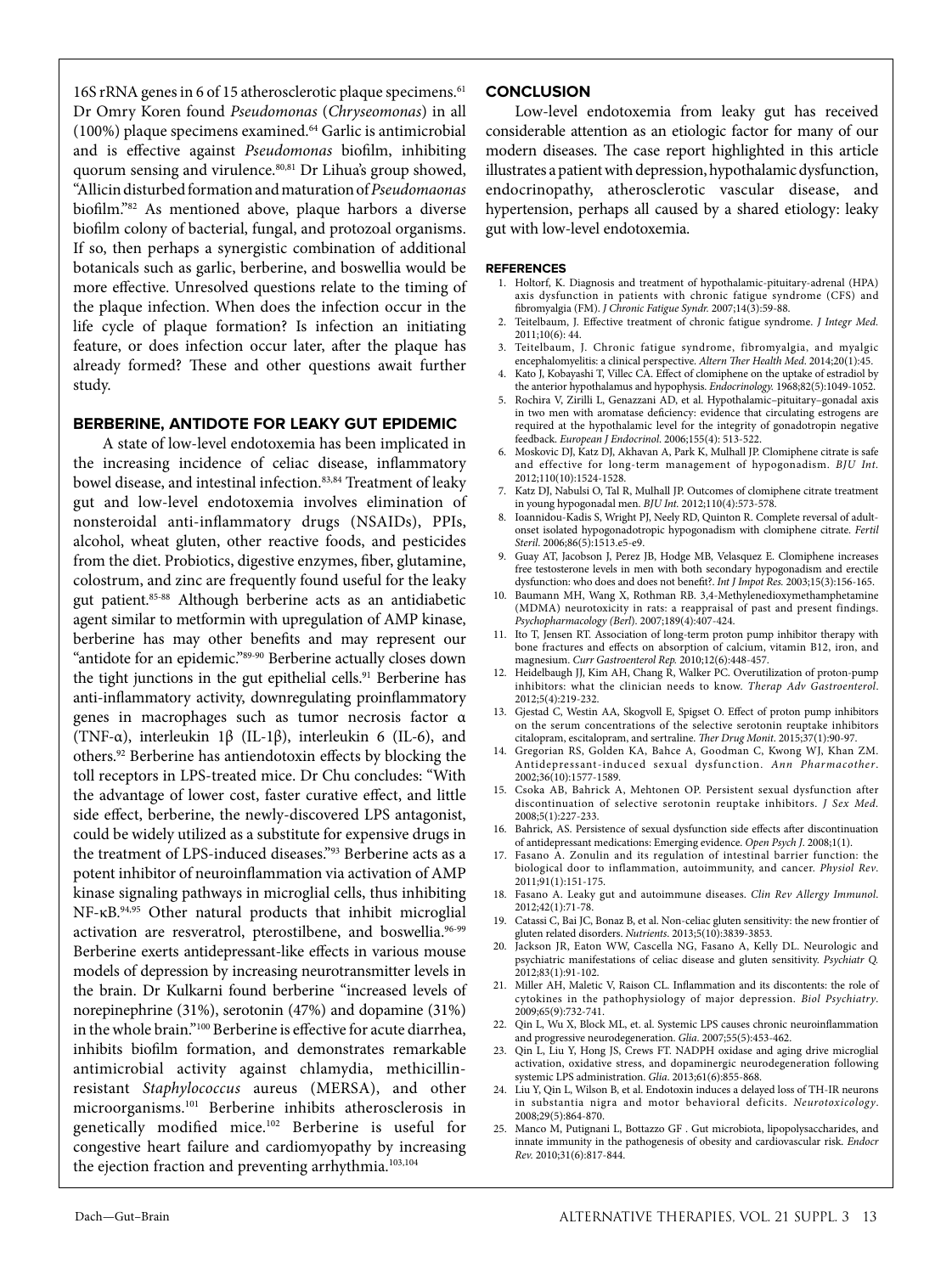16S rRNA genes in 6 of 15 atherosclerotic plaque specimens.[61] Dr Omry Koren found *Pseudomonas* (*Chryseomonas*) in all (100%) plaque specimens examined.[64] Garlic is antimicrobial and is effective against *Pseudomonas* biofilm, inhibiting quorum sensing and virulence.[80,81] Dr Lihua's group showed, "Allicin disturbed formation and maturation of *Pseudomaonas* biofilm."[82] As mentioned above, plaque harbors a diverse biofilm colony of bacterial, fungal, and protozoal organisms. If so, then perhaps a synergistic combination of additional botanicals such as garlic, berberine, and boswellia would be more effective. Unresolved questions relate to the timing of the plaque infection. When does the infection occur in the life cycle of plaque formation? Is infection an initiating feature, or does infection occur later, after the plaque has already formed? These and other questions await further study.

## BERBERINE, ANTIDOTE FOR LEAKY GUT EPIDEMIC

A state of low-level endotoxemia has been implicated in the increasing incidence of celiac disease, inflammatory bowel disease, and intestinal infection.[83,84] Treatment of leaky gut and low-level endotoxemia involves elimination of nonsteroidal anti-inflammatory drugs (NSAIDs), PPIs, alcohol, wheat gluten, other reactive foods, and pesticides from the diet. Probiotics, digestive enzymes, fiber, glutamine, colostrum, and zinc are frequently found useful for the leaky gut patient.[85-88] Although berberine acts as an antidiabetic agent similar to metformin with upregulation of AMP kinase, berberine has may other benefits and may represent our "antidote for an epidemic."[89-90] Berberine actually closes down the tight junctions in the gut epithelial cells.[91] Berberine has anti-inflammatory activity, downregulating proinflammatory genes in macrophages such as tumor necrosis factor α (TNF-α), interleukin 1β (IL-1β), interleukin 6 (IL-6), and others.[92] Berberine has antiendotoxin effects by blocking the toll receptors in LPS-treated mice. Dr Chu concludes: "With the advantage of lower cost, faster curative effect, and little side effect, berberine, the newly-discovered LPS antagonist, could be widely utilized as a substitute for expensive drugs in the treatment of LPS-induced diseases."[93] Berberine acts as a potent inhibitor of neuroinflammation via activation of AMP kinase signaling pathways in microglial cells, thus inhibiting NF-κB.[94,95] Other natural products that inhibit microglial activation are resveratrol, pterostilbene, and boswellia.[96-99] Berberine exerts antidepressant-like effects in various mouse models of depression by increasing neurotransmitter levels in the brain. Dr Kulkarni found berberine "increased levels of norepinephrine (31%), serotonin (47%) and dopamine (31%) in the whole brain."[100] Berberine is effective for acute diarrhea, inhibits biofilm formation, and demonstrates remarkable antimicrobial activity against chlamydia, methicillin-resistant *Staphylococcus* aureus (MERSA), and other microorganisms.[101] Berberine inhibits atherosclerosis in genetically modified mice.[102] Berberine is useful for congestive heart failure and cardiomyopathy by increasing the ejection fraction and preventing arrhythmia.[103,104]

## CONCLUSION

Low-level endotoxemia from leaky gut has received considerable attention as an etiologic factor for many of our modern diseases. The case report highlighted in this article illustrates a patient with depression, hypothalamic dysfunction, endocrinopathy, atherosclerotic vascular disease, and hypertension, perhaps all caused by a shared etiology: leaky gut with low-level endotoxemia.

## REFERENCES

1. Holtorf, K. Diagnosis and treatment of hypothalamic-pituitary-adrenal (HPA) axis dysfunction in patients with chronic fatigue syndrome (CFS) and fibromyalgia (FM). *J Chronic Fatigue Syndr.* 2007;14(3):59-88.
2. Teitelbaum, J. Effective treatment of chronic fatigue syndrome. *J Integr Med.* 2011;10(6): 44.
3. Teitelbaum, J. Chronic fatigue syndrome, fibromyalgia, and myalgic encephalomyelitis: a clinical perspective. *Altern Ther Health Med.* 2014;20(1):45.
4. Kato J, Kobayashi T, Villec CA. Effect of clomiphene on the uptake of estradiol by the anterior hypothalamus and hypophysis. *Endocrinology.* 1968;82(5):1049-1052.
5. Rochira V, Zirilli L, Genazzani AD, et al. Hypothalamic–pituitary–gonadal axis in two men with aromatase deficiency: evidence that circulating estrogens are required at the hypothalamic level for the integrity of gonadotropin negative feedback. *European J Endocrinol.* 2006;155(4): 513-522.
6. Moskovic DJ, Katz DJ, Akhavan A, Park K, Mulhall JP. Clomiphene citrate is safe and effective for long-term management of hypogonadism. *BJU Int.* 2012;110(10):1524-1528.
7. Katz DJ, Nabulsi O, Tal R, Mulhall JP. Outcomes of clomiphene citrate treatment in young hypogonadal men. *BJU Int.* 2012;110(4):573-578.
8. Ioannidou-Kadis S, Wright PJ, Neely RD, Quinton R. Complete reversal of adult-onset isolated hypogonadotropic hypogonadism with clomiphene citrate. *Fertil Steril.* 2006;86(5):1513.e5-e9.
9. Guay AT, Jacobson J, Perez JB, Hodge MB, Velasquez E. Clomiphene increases free testosterone levels in men with both secondary hypogonadism and erectile dysfunction: who does and does not benefit?. *Int J Impot Res.* 2003;15(3):156-165.
10. Baumann MH, Wang X, Rothman RB. 3,4-Methylenedioxymethamphetamine (MDMA) neurotoxicity in rats: a reappraisal of past and present findings. *Psychopharmacology (Berl).* 2007;189(4):407-424.
11. Ito T, Jensen RT. Association of long-term proton pump inhibitor therapy with bone fractures and effects on absorption of calcium, vitamin B12, iron, and magnesium. *Curr Gastroenterol Rep.* 2010;12(6):448-457.
12. Heidelbaugh JJ, Kim AH, Chang R, Walker PC. Overutilization of proton-pump inhibitors: what the clinician needs to know. *Therap Adv Gastroenterol.* 2012;5(4):219-232.
13. Gjestad C, Westin AA, Skogvoll E, Spigset O. Effect of proton pump inhibitors on the serum concentrations of the selective serotonin reuptake inhibitors citalopram, escitalopram, and sertraline. *Ther Drug Monit.* 2015;37(1):90-97.
14. Gregorian RS, Golden KA, Bahce A, Goodman C, Kwong WJ, Khan ZM. Antidepressant-induced sexual dysfunction. *Ann Pharmacother.* 2002;36(10):1577-1589.
15. Csoka AB, Bahrick A, Mehtonen OP. Persistent sexual dysfunction after discontinuation of selective serotonin reuptake inhibitors. *J Sex Med.* 2008;5(1):227-233.
16. Bahrick, AS. Persistence of sexual dysfunction side effects after discontinuation of antidepressant medications: Emerging evidence. *Open Psych J.* 2008;1(1).
17. Fasano A. Zonulin and its regulation of intestinal barrier function: the biological door to inflammation, autoimmunity, and cancer. *Physiol Rev.* 2011;91(1):151-175.
18. Fasano A. Leaky gut and autoimmune diseases. *Clin Rev Allergy Immunol.* 2012;42(1):71-78.
19. Catassi C, Bai JC, Bonaz B, et al. Non-celiac gluten sensitivity: the new frontier of gluten related disorders. *Nutrients.* 2013;5(10):3839-3853.
20. Jackson JR, Eaton WW, Cascella NG, Fasano A, Kelly DL. Neurologic and psychiatric manifestations of celiac disease and gluten sensitivity. *Psychiatr Q.* 2012;83(1):91-102.
21. Miller AH, Maletic V, Raison CL. Inflammation and its discontents: the role of cytokines in the pathophysiology of major depression. *Biol Psychiatry.* 2009;65(9):732-741.
22. Qin L, Wu X, Block ML, et. al. Systemic LPS causes chronic neuroinflammation and progressive neurodegeneration. *Glia.* 2007;55(5):453-462.
23. Qin L, Liu Y, Hong JS, Crews FT. NADPH oxidase and aging drive microglial activation, oxidative stress, and dopaminergic neurodegeneration following systemic LPS administration. *Glia.* 2013;61(6):855-868.
24. Liu Y, Qin L, Wilson B, et al. Endotoxin induces a delayed loss of TH-IR neurons in substantia nigra and motor behavioral deficits. *Neurotoxicology.* 2008;29(5):864-870.
25. Manco M, Putignani L, Bottazzo GF . Gut microbiota, lipopolysaccharides, and innate immunity in the pathogenesis of obesity and cardiovascular risk. *Endocr Rev.* 2010;31(6):817-844.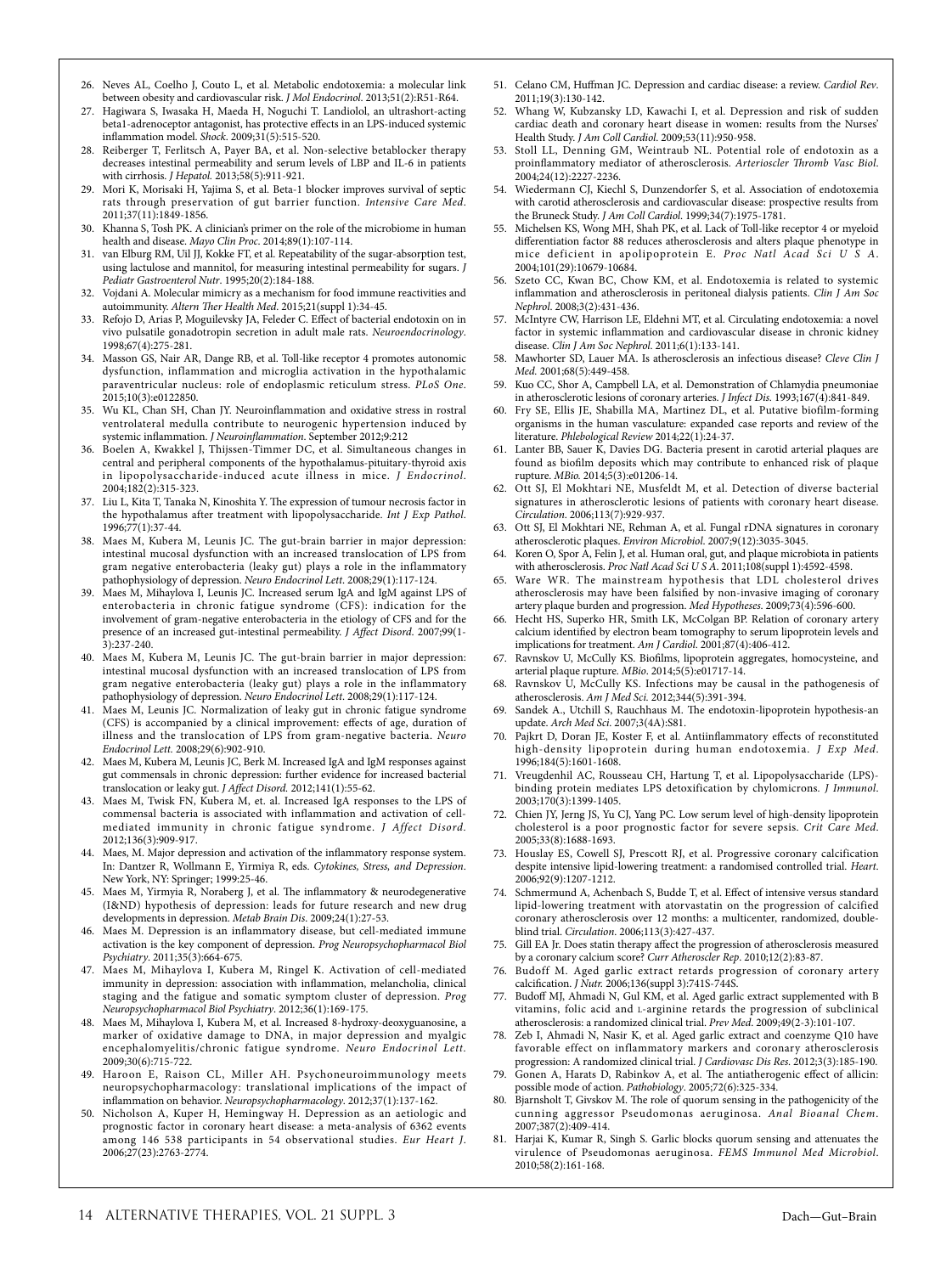26. Neves AL, Coelho J, Couto L, et al. Metabolic endotoxemia: a molecular link between obesity and cardiovascular risk. *J Mol Endocrinol*. 2013;51(2):R51-R64.
27. Hagiwara S, Iwasaka H, Maeda H, Noguchi T. Landiolol, an ultrashort-acting beta1-adrenoceptor antagonist, has protective effects in an LPS-induced systemic inflammation model. *Shock*. 2009;31(5):515-520.
28. Reiberger T, Ferlitsch A, Payer BA, et al. Non-selective betablocker therapy decreases intestinal permeability and serum levels of LBP and IL-6 in patients with cirrhosis. *J Hepatol*. 2013;58(5):911-921.
29. Mori K, Morisaki H, Yajima S, et al. Beta-1 blocker improves survival of septic rats through preservation of gut barrier function. *Intensive Care Med*. 2011;37(11):1849-1856.
30. Khanna S, Tosh PK. A clinician's primer on the role of the microbiome in human health and disease. *Mayo Clin Proc*. 2014;89(1):107-114.
31. van Elburg RM, Uil JJ, Kokke FT, et al. Repeatability of the sugar-absorption test, using lactulose and mannitol, for measuring intestinal permeability for sugars. *J Pediatr Gastroenterol Nutr*. 1995;20(2):184-188.
32. Vojdani A. Molecular mimicry as a mechanism for food immune reactivities and autoimmunity. *Altern Ther Health Med*. 2015;21(suppl 1):34-45.
33. Refojo D, Arias P, Moguilevsky JA, Feleder C. Effect of bacterial endotoxin on in vivo pulsatile gonadotropin secretion in adult male rats. *Neuroendocrinology*. 1998;67(4):275-281.
34. Masson GS, Nair AR, Dange RB, et al. Toll-like receptor 4 promotes autonomic dysfunction, inflammation and microglia activation in the hypothalamic paraventricular nucleus: role of endoplasmic reticulum stress. *PLoS One*. 2015;10(3):e0122850.
35. Wu KL, Chan SH, Chan JY. Neuroinflammation and oxidative stress in rostral ventrolateral medulla contribute to neurogenic hypertension induced by systemic inflammation. *J Neuroinflammation*. September 2012;9:212
36. Boelen A, Kwakkel J, Thijssen-Timmer DC, et al. Simultaneous changes in central and peripheral components of the hypothalamus-pituitary-thyroid axis in lipopolysaccharide-induced acute illness in mice. *J Endocrinol*. 2004;182(2):315-323.
37. Liu L, Kita T, Tanaka N, Kinoshita Y. The expression of tumour necrosis factor in the hypothalamus after treatment with lipopolysaccharide. *Int J Exp Pathol*. 1996;77(1):37-44.
38. Maes M, Kubera M, Leunis JC. The gut-brain barrier in major depression: intestinal mucosal dysfunction with an increased translocation of LPS from gram negative enterobacteria (leaky gut) plays a role in the inflammatory pathophysiology of depression. *Neuro Endocrinol Lett*. 2008;29(1):117-124.
39. Maes M, Mihaylova I, Leunis JC. Increased serum IgA and IgM against LPS of enterobacteria in chronic fatigue syndrome (CFS): indication for the involvement of gram-negative enterobacteria in the etiology of CFS and for the presence of an increased gut-intestinal permeability. *J Affect Disord*. 2007;99(1-3):237-240.
40. Maes M, Kubera M, Leunis JC. The gut-brain barrier in major depression: intestinal mucosal dysfunction with an increased translocation of LPS from gram negative enterobacteria (leaky gut) plays a role in the inflammatory pathophysiology of depression. *Neuro Endocrinol Lett*. 2008;29(1):117-124.
41. Maes M, Leunis JC. Normalization of leaky gut in chronic fatigue syndrome (CFS) is accompanied by a clinical improvement: effects of age, duration of illness and the translocation of LPS from gram-negative bacteria. *Neuro Endocrinol Lett*. 2008;29(6):902-910.
42. Maes M, Kubera M, Leunis JC, Berk M. Increased IgA and IgM responses against gut commensals in chronic depression: further evidence for increased bacterial translocation or leaky gut. *J Affect Disord*. 2012;141(1):55-62.
43. Maes M, Twisk FN, Kubera M, et. al. Increased IgA responses to the LPS of commensal bacteria is associated with inflammation and activation of cell-mediated immunity in chronic fatigue syndrome. *J Affect Disord*. 2012;136(3):909-917.
44. Maes, M. Major depression and activation of the inflammatory response system. In: Dantzer R, Wollmann E, Yirmiya R, eds. *Cytokines, Stress, and Depression*. New York, NY: Springer; 1999:25-46.
45. Maes M, Yirmyia R, Noraberg J, et al. The inflammatory & neurodegenerative (I&ND) hypothesis of depression: leads for future research and new drug developments in depression. *Metab Brain Dis*. 2009;24(1):27-53.
46. Maes M. Depression is an inflammatory disease, but cell-mediated immune activation is the key component of depression. *Prog Neuropsychopharmacol Biol Psychiatry*. 2011;35(3):664-675.
47. Maes M, Mihaylova I, Kubera M, Ringel K. Activation of cell-mediated immunity in depression: association with inflammation, melancholia, clinical staging and the fatigue and somatic symptom cluster of depression. *Prog Neuropsychopharmacol Biol Psychiatry*. 2012;36(1):169-175.
48. Maes M, Mihaylova I, Kubera M, et al. Increased 8-hydroxy-deoxyguanosine, a marker of oxidative damage to DNA, in major depression and myalgic encephalomyelitis/chronic fatigue syndrome. *Neuro Endocrinol Lett*. 2009;30(6):715-722.
49. Haroon E, Raison CL, Miller AH. Psychoneuroimmunology meets neuropsychopharmacology: translational implications of the impact of inflammation on behavior. *Neuropsychopharmacology*. 2012;37(1):137-162.
50. Nicholson A, Kuper H, Hemingway H. Depression as an aetiologic and prognostic factor in coronary heart disease: a meta-analysis of 6362 events among 146 538 participants in 54 observational studies. *Eur Heart J*. 2006;27(23):2763-2774.
51. Celano CM, Huffman JC. Depression and cardiac disease: a review. *Cardiol Rev*. 2011;19(3):130-142.
52. Whang W, Kubzansky LD, Kawachi I, et al. Depression and risk of sudden cardiac death and coronary heart disease in women: results from the Nurses' Health Study. *J Am Coll Cardiol*. 2009;53(11):950-958.
53. Stoll LL, Denning GM, Weintraub NL. Potential role of endotoxin as a proinflammatory mediator of atherosclerosis. *Arterioscler Thromb Vasc Biol*. 2004;24(12):2227-2236.
54. Wiedermann CJ, Kiechl S, Dunzendorfer S, et al. Association of endotoxemia with carotid atherosclerosis and cardiovascular disease: prospective results from the Bruneck Study. *J Am Coll Cardiol*. 1999;34(7):1975-1781.
55. Michelsen KS, Wong MH, Shah PK, et al. Lack of Toll-like receptor 4 or myeloid differentiation factor 88 reduces atherosclerosis and alters plaque phenotype in mice deficient in apolipoprotein E. *Proc Natl Acad Sci U S A*. 2004;101(29):10679-10684.
56. Szeto CC, Kwan BC, Chow KM, et al. Endotoxemia is related to systemic inflammation and atherosclerosis in peritoneal dialysis patients. *Clin J Am Soc Nephrol*. 2008;3(2):431-436.
57. McIntyre CW, Harrison LE, Eldehni MT, et al. Circulating endotoxemia: a novel factor in systemic inflammation and cardiovascular disease in chronic kidney disease. *Clin J Am Soc Nephrol*. 2011;6(1):133-141.
58. Mawhorter SD, Lauer MA. Is atherosclerosis an infectious disease? *Cleve Clin J Med*. 2001;68(5):449-458.
59. Kuo CC, Shor A, Campbell LA, et al. Demonstration of Chlamydia pneumoniae in atherosclerotic lesions of coronary arteries. *J Infect Dis*. 1993;167(4):841-849.
60. Fry SE, Ellis JE, Shabilla MA, Martinez DL, et al. Putative biofilm-forming organisms in the human vasculature: expanded case reports and review of the literature. *Phlebological Review* 2014;22(1):24-37.
61. Lanter BB, Sauer K, Davies DG. Bacteria present in carotid arterial plaques are found as biofilm deposits which may contribute to enhanced risk of plaque rupture. *MBio*. 2014;5(3):e01206-14.
62. Ott SJ, El Mokhtari NE, Musfeldt M, et al. Detection of diverse bacterial signatures in atherosclerotic lesions of patients with coronary heart disease. *Circulation*. 2006;113(7):929-937.
63. Ott SJ, El Mokhtari NE, Rehman A, et al. Fungal rDNA signatures in coronary atherosclerotic plaques. *Environ Microbiol*. 2007;9(12):3035-3045.
64. Koren O, Spor A, Felin J, et al. Human oral, gut, and plaque microbiota in patients with atherosclerosis. *Proc Natl Acad Sci U S A*. 2011;108(suppl 1):4592-4598.
65. Ware WR. The mainstream hypothesis that LDL cholesterol drives atherosclerosis may have been falsified by non-invasive imaging of coronary artery plaque burden and progression. *Med Hypotheses*. 2009;73(4):596-600.
66. Hecht HS, Superko HR, Smith LK, McColgan BP. Relation of coronary artery calcium identified by electron beam tomography to serum lipoprotein levels and implications for treatment. *Am J Cardiol*. 2001;87(4):406-412.
67. Ravnskov U, McCully KS. Biofilms, lipoprotein aggregates, homocysteine, and arterial plaque rupture. *MBio*. 2014;5(5):e01717-14.
68. Ravnskov U, McCully KS. Infections may be causal in the pathogenesis of atherosclerosis. *Am J Med Sci*. 2012;344(5):391-394.
69. Sandek A., Utchill S, Rauchhaus M. The endotoxin-lipoprotein hypothesis-an update. *Arch Med Sci*. 2007;3(4A):S81.
70. Pajkrt D, Doran JE, Koster F, et al. Antiinflammatory effects of reconstituted high-density lipoprotein during human endotoxemia. *J Exp Med*. 1996;184(5):1601-1608.
71. Vreugdenhil AC, Rousseau CH, Hartung T, et al. Lipopolysaccharide (LPS)-binding protein mediates LPS detoxification by chylomicrons. *J Immunol*. 2003;170(3):1399-1405.
72. Chien JY, Jerng JS, Yu CJ, Yang PC. Low serum level of high-density lipoprotein cholesterol is a poor prognostic factor for severe sepsis. *Crit Care Med*. 2005;33(8):1688-1693.
73. Houslay ES, Cowell SJ, Prescott RJ, et al. Progressive coronary calcification despite intensive lipid-lowering treatment: a randomised controlled trial. *Heart*. 2006;92(9):1207-1212.
74. Schmermund A, Achenbach S, Budde T, et al. Effect of intensive versus standard lipid-lowering treatment with atorvastatin on the progression of calcified coronary atherosclerosis over 12 months: a multicenter, randomized, double-blind trial. *Circulation*. 2006;113(3):427-437.
75. Gill EA Jr. Does statin therapy affect the progression of atherosclerosis measured by a coronary calcium score? *Curr Atheroscler Rep*. 2010;12(2):83-87.
76. Budoff M. Aged garlic extract retards progression of coronary artery calcification. *J Nutr*. 2006;136(suppl 3):741S-744S.
77. Budoff MJ, Ahmadi N, Gul KM, et al. Aged garlic extract supplemented with B vitamins, folic acid and L-arginine retards the progression of subclinical atherosclerosis: a randomized clinical trial. *Prev Med*. 2009;49(2-3):101-107.
78. Zeb I, Ahmadi N, Nasir K, et al. Aged garlic extract and coenzyme Q10 have favorable effect on inflammatory markers and coronary atherosclerosis progression: A randomized clinical trial. *J Cardiovasc Dis Res*. 2012;3(3):185-190.
79. Gonen A, Harats D, Rabinkov A, et al. The antiatherogenic effect of allicin: possible mode of action. *Pathobiology*. 2005;72(6):325-334.
80. Bjarnsholt T, Givskov M. The role of quorum sensing in the pathogenicity of the cunning aggressor Pseudomonas aeruginosa. *Anal Bioanal Chem*. 2007;387(2):409-414.
81. Harjai K, Kumar R, Singh S. Garlic blocks quorum sensing and attenuates the virulence of Pseudomonas aeruginosa. *FEMS Immunol Med Microbiol*. 2010;58(2):161-168.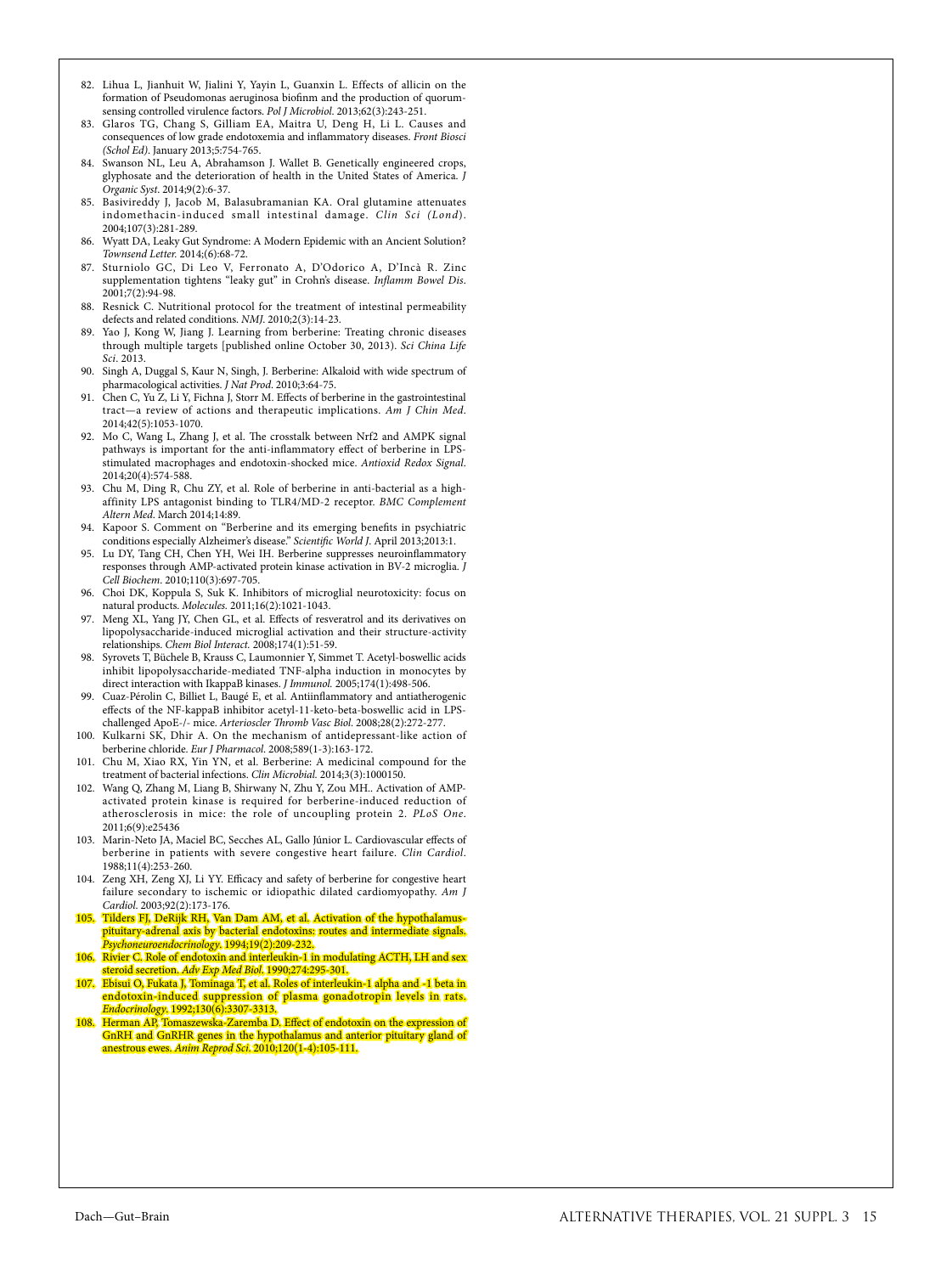82. Lihua L, Jianhuit W, Jialini Y, Yayin L, Guanxin L. Effects of allicin on the formation of Pseudomonas aeruginosa biofinm and the production of quorum-sensing controlled virulence factors. *Pol J Microbiol*. 2013;62(3):243-251.
83. Glaros TG, Chang S, Gilliam EA, Maitra U, Deng H, Li L. Causes and consequences of low grade endotoxemia and inflammatory diseases. *Front Biosci (Schol Ed)*. January 2013;5:754-765.
84. Swanson NL, Leu A, Abrahamson J. Wallet B. Genetically engineered crops, glyphosate and the deterioration of health in the United States of America. *J Organic Syst*. 2014;9(2):6-37.
85. Basivireddy J, Jacob M, Balasubramanian KA. Oral glutamine attenuates indomethacin-induced small intestinal damage. *Clin Sci (Lond)*. 2004;107(3):281-289.
86. Wyatt DA, Leaky Gut Syndrome: A Modern Epidemic with an Ancient Solution? *Townsend Letter.* 2014;(6):68-72.
87. Sturniolo GC, Di Leo V, Ferronato A, D'Odorico A, D'Incà R. Zinc supplementation tightens "leaky gut" in Crohn's disease. *Inflamm Bowel Dis*. 2001;7(2):94-98.
88. Resnick C. Nutritional protocol for the treatment of intestinal permeability defects and related conditions. *NMJ*. 2010;2(3):14-23.
89. Yao J, Kong W, Jiang J. Learning from berberine: Treating chronic diseases through multiple targets [published online October 30, 2013). *Sci China Life Sci*. 2013.
90. Singh A, Duggal S, Kaur N, Singh, J. Berberine: Alkaloid with wide spectrum of pharmacological activities. *J Nat Prod*. 2010;3:64-75.
91. Chen C, Yu Z, Li Y, Fichna J, Storr M. Effects of berberine in the gastrointestinal tract—a review of actions and therapeutic implications. *Am J Chin Med*. 2014;42(5):1053-1070.
92. Mo C, Wang L, Zhang J, et al. The crosstalk between Nrf2 and AMPK signal pathways is important for the anti-inflammatory effect of berberine in LPS-stimulated macrophages and endotoxin-shocked mice. *Antioxid Redox Signal*. 2014;20(4):574-588.
93. Chu M, Ding R, Chu ZY, et al. Role of berberine in anti-bacterial as a high-affinity LPS antagonist binding to TLR4/MD-2 receptor. *BMC Complement Altern Med*. March 2014;14:89.
94. Kapoor S. Comment on "Berberine and its emerging benefits in psychiatric conditions especially Alzheimer's disease." *Scientific World J*. April 2013;2013:1.
95. Lu DY, Tang CH, Chen YH, Wei IH. Berberine suppresses neuroinflammatory responses through AMP-activated protein kinase activation in BV-2 microglia. *J Cell Biochem*. 2010;110(3):697-705.
96. Choi DK, Koppula S, Suk K. Inhibitors of microglial neurotoxicity: focus on natural products. *Molecules.* 2011;16(2):1021-1043.
97. Meng XL, Yang JY, Chen GL, et al. Effects of resveratrol and its derivatives on lipopolysaccharide-induced microglial activation and their structure-activity relationships. *Chem Biol Interact*. 2008;174(1):51-59.
98. Syrovets T, Büchele B, Krauss C, Laumonnier Y, Simmet T. Acetyl-boswellic acids inhibit lipopolysaccharide-mediated TNF-alpha induction in monocytes by direct interaction with IkappaB kinases. *J Immunol.* 2005;174(1):498-506.
99. Cuaz-Pérolin C, Billiet L, Baugé E, et al. Antiinflammatory and antiatherogenic effects of the NF-kappaB inhibitor acetyl-11-keto-beta-boswellic acid in LPS-challenged ApoE-/- mice. *Arterioscler Thromb Vasc Biol*. 2008;28(2):272-277.
100. Kulkarni SK, Dhir A. On the mechanism of antidepressant-like action of berberine chloride. *Eur J Pharmacol*. 2008;589(1-3):163-172.
101. Chu M, Xiao RX, Yin YN, et al. Berberine: A medicinal compound for the treatment of bacterial infections. *Clin Microbial.* 2014;3(3):1000150.
102. Wang Q, Zhang M, Liang B, Shirwany N, Zhu Y, Zou MH.. Activation of AMP-activated protein kinase is required for berberine-induced reduction of atherosclerosis in mice: the role of uncoupling protein 2. *PLoS One*. 2011;6(9):e25436
103. Marin-Neto JA, Maciel BC, Secches AL, Gallo Júnior L. Cardiovascular effects of berberine in patients with severe congestive heart failure. *Clin Cardiol*. 1988;11(4):253-260.
104. Zeng XH, Zeng XJ, Li YY. Efficacy and safety of berberine for congestive heart failure secondary to ischemic or idiopathic dilated cardiomyopathy. *Am J Cardiol*. 2003;92(2):173-176.
105. Tilders FJ, DeRijk RH, Van Dam AM, et al. Activation of the hypothalamus-pituitary-adrenal axis by bacterial endotoxins: routes and intermediate signals. *Psychoneuroendocrinology*. 1994;19(2):209-232.
106. Rivier C. Role of endotoxin and interleukin-1 in modulating ACTH, LH and sex steroid secretion. *Adv Exp Med Biol*. 1990;274:295-301.
107. Ebisui O, Fukata J, Tominaga T, et al. Roles of interleukin-1 alpha and -1 beta in endotoxin-induced suppression of plasma gonadotropin levels in rats. *Endocrinology*. 1992;130(6):3307-3313.
108. Herman AP, Tomaszewska-Zaremba D. Effect of endotoxin on the expression of GnRH and GnRHR genes in the hypothalamus and anterior pituitary gland of anestrous ewes. *Anim Reprod Sci*. 2010;120(1-4):105-111.